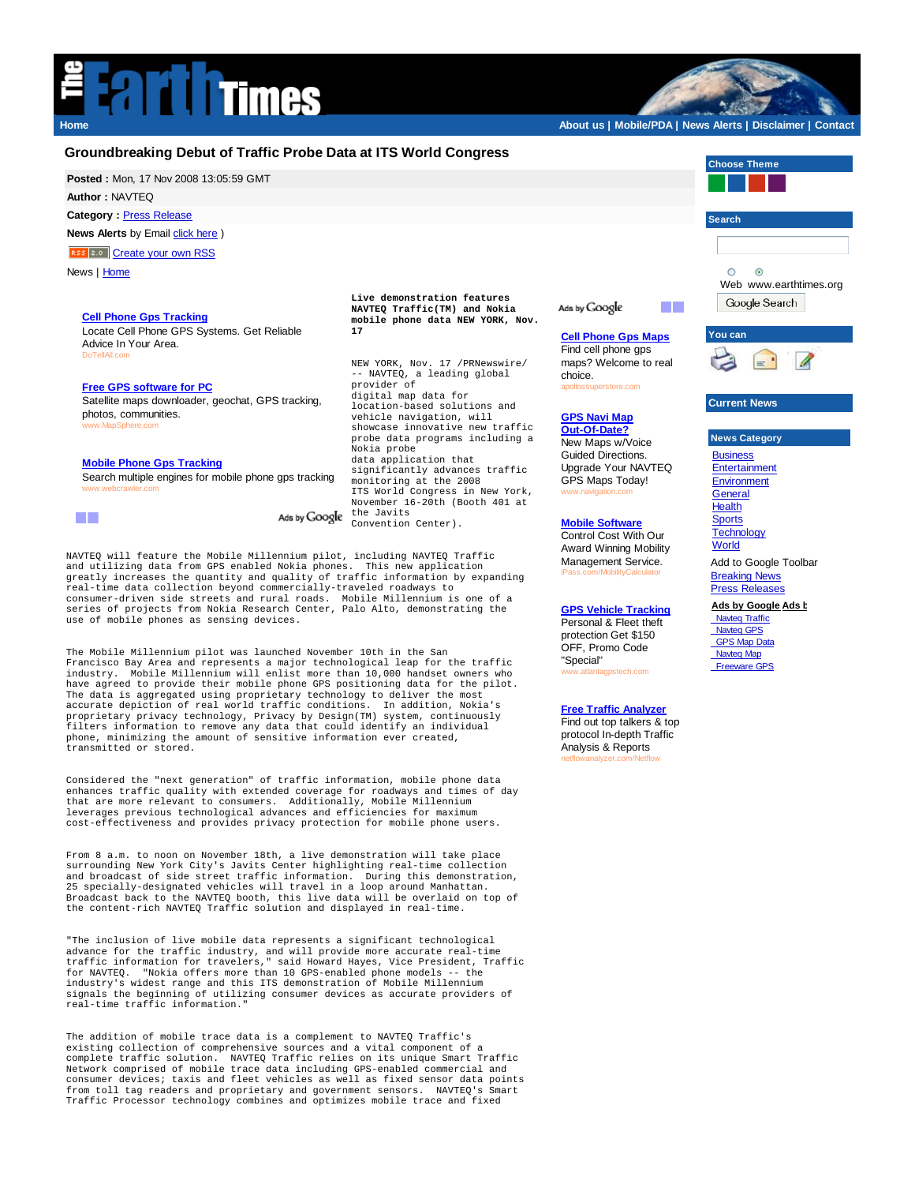# Groundbreaking Debut of Traffic Probe Data at ITS World Congress

**Posted :** Mon, 17 Nov 2008 13:05:59 GMT
**Author :** NAVTEQ
**Category :** Press Release
**News Alerts** by Email click here )
Create your own RSS

News | Home

Live demonstration features NAVTEQ Traffic(TM) and Nokia mobile phone data NEW YORK, Nov. 17

NEW YORK, Nov. 17 /PRNewswire/ -- NAVTEQ, a leading global provider of digital map data for location-based solutions and vehicle navigation, will showcase innovative new traffic probe data programs including a Nokia probe data application that significantly advances traffic monitoring at the 2008 ITS World Congress in New York, November 16-20th (Booth 401 at the Javits Convention Center).

NAVTEQ will feature the Mobile Millennium pilot, including NAVTEQ Traffic and utilizing data from GPS enabled Nokia phones. This new application greatly increases the quantity and quality of traffic information by expanding real-time data collection beyond commercially-traveled roadways to consumer-driven side streets and rural roads. Mobile Millennium is one of a series of projects from Nokia Research Center, Palo Alto, demonstrating the use of mobile phones as sensing devices.

The Mobile Millennium pilot was launched November 10th in the San Francisco Bay Area and represents a major technological leap for the traffic industry. Mobile Millennium will enlist more than 10,000 handset owners who have agreed to provide their mobile phone GPS positioning data for the pilot. The data is aggregated using proprietary technology to deliver the most accurate depiction of real world traffic conditions. In addition, Nokia's proprietary privacy technology, Privacy by Design(TM) system, continuously filters information to remove any data that could identify an individual phone, minimizing the amount of sensitive information ever created, transmitted or stored.

Considered the "next generation" of traffic information, mobile phone data enhances traffic quality with extended coverage for roadways and times of day that are more relevant to consumers. Additionally, Mobile Millennium leverages previous technological advances and efficiencies for maximum cost-effectiveness and provides privacy protection for mobile phone users.

From 8 a.m. to noon on November 18th, a live demonstration will take place surrounding New York City's Javits Center highlighting real-time collection and broadcast of side street traffic information. During this demonstration, 25 specially-designated vehicles will travel in a loop around Manhattan. Broadcast back to the NAVTEQ booth, this live data will be overlaid on top of the content-rich NAVTEQ Traffic solution and displayed in real-time.

"The inclusion of live mobile data represents a significant technological advance for the traffic industry, and will provide more accurate real-time traffic information for travelers," said Howard Hayes, Vice President, Traffic for NAVTEQ. "Nokia offers more than 10 GPS-enabled phone models -- the industry's widest range and this ITS demonstration of Mobile Millennium signals the beginning of utilizing consumer devices as accurate providers of real-time traffic information."

The addition of mobile trace data is a complement to NAVTEQ Traffic's existing collection of comprehensive sources and a vital component of a complete traffic solution. NAVTEQ Traffic relies on its unique Smart Traffic Network comprised of mobile trace data including GPS-enabled commercial and consumer devices; taxis and fleet vehicles as well as fixed sensor data points from toll tag readers and proprietary and government sensors. NAVTEQ's Smart Traffic Processor technology combines and optimizes mobile trace and fixed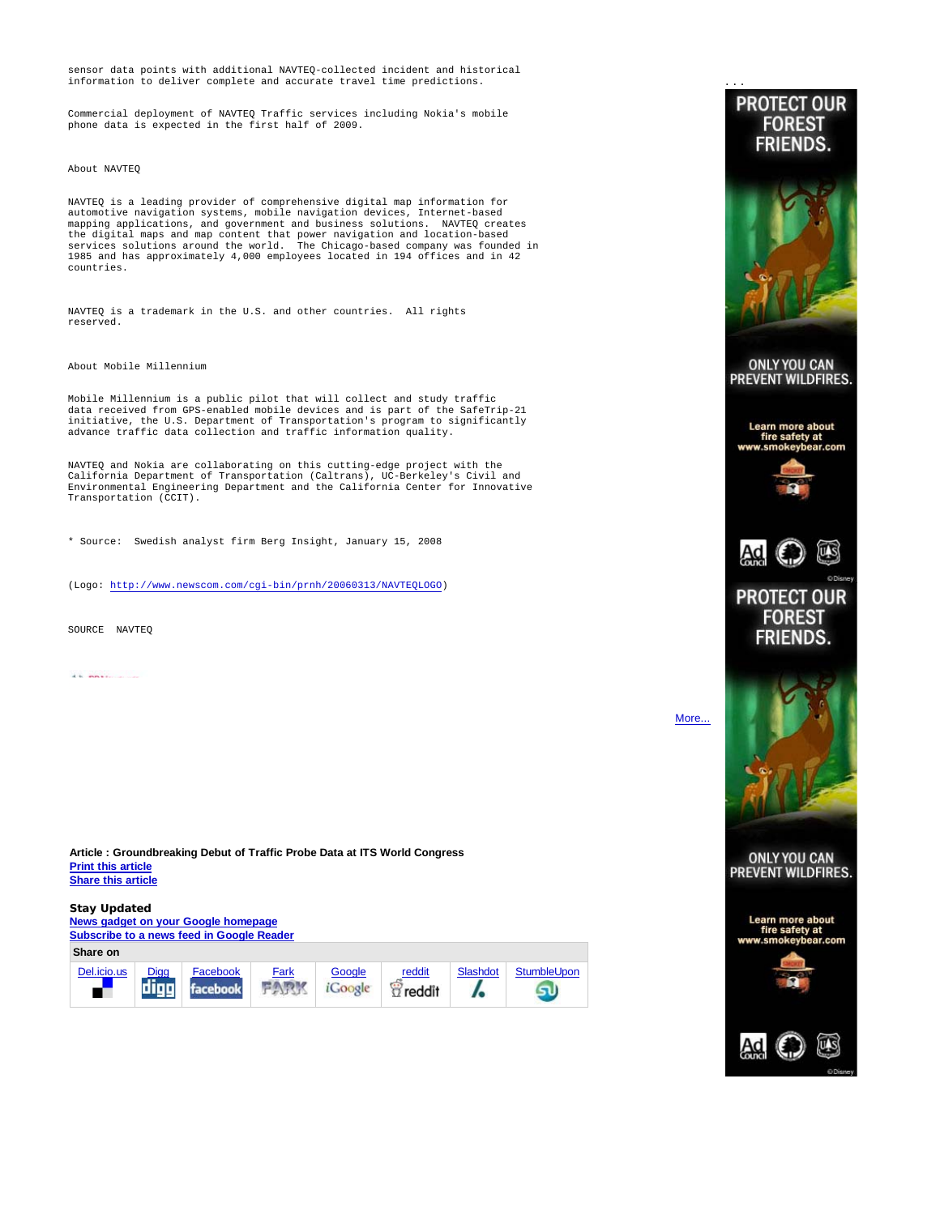sensor data points with additional NAVTEQ-collected incident and historical information to deliver complete and accurate travel time predictions.

Commercial deployment of NAVTEQ Traffic services including Nokia's mobile phone data is expected in the first half of 2009.

About NAVTEQ

NAVTEQ is a leading provider of comprehensive digital map information for automotive navigation systems, mobile navigation devices, Internet-based mapping applications, and government and business solutions. NAVTEQ creates the digital maps and map content that power navigation and location-based services solutions around the world. The Chicago-based company was founded in 1985 and has approximately 4,000 employees located in 194 offices and in 42 countries.

NAVTEQ is a trademark in the U.S. and other countries. All rights reserved.

About Mobile Millennium

Mobile Millennium is a public pilot that will collect and study traffic data received from GPS-enabled mobile devices and is part of the SafeTrip-21 initiative, the U.S. Department of Transportation's program to significantly advance traffic data collection and traffic information quality.

NAVTEQ and Nokia are collaborating on this cutting-edge project with the California Department of Transportation (Caltrans), UC-Berkeley's Civil and Environmental Engineering Department and the California Center for Innovative Transportation (CCIT).

* Source: Swedish analyst firm Berg Insight, January 15, 2008

(Logo: http://www.newscom.com/cgi-bin/prnh/20060313/NAVTEQLOGO)

SOURCE NAVTEQ

More...

**Article : Groundbreaking Debut of Traffic Probe Data at ITS World Congress**
**Print this article**
**Share this article**

**Stay Updated**
**News gadget on your Google homepage**
**Subscribe to a news feed in Google Reader**

| Share on | | | | | | | |
|---|---|---|---|---|---|---|---|
| Del.icio.us | Digg | Facebook | Fark | Google | reddit | Slashdot | StumbleUpon |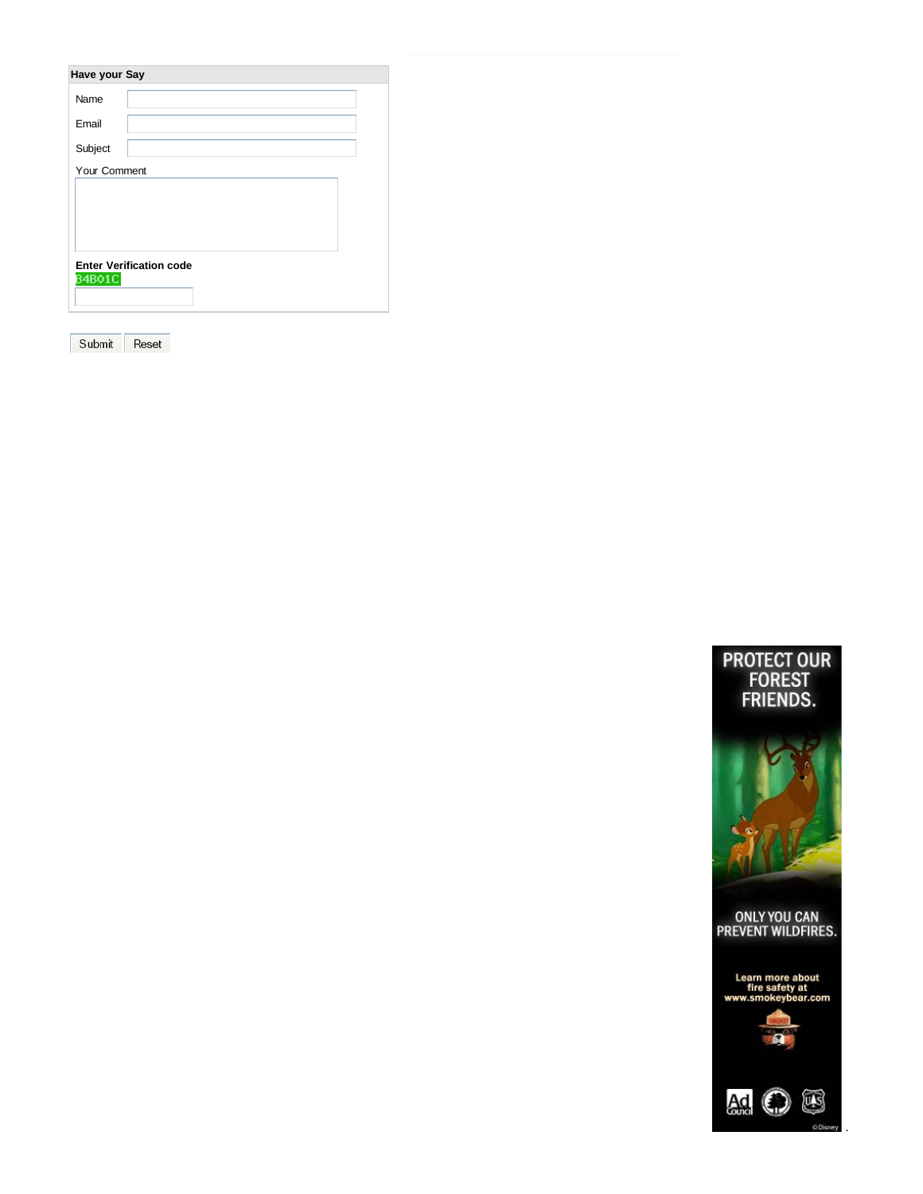**Have your Say**

Name

Email

Subject

Your Comment

**Enter Verification code**

B4B01C

Submit Reset

PROTECT OUR FOREST FRIENDS.

ONLY YOU CAN PREVENT WILDFIRES.

Learn more about fire safety at www.smokeybear.com

© Disney